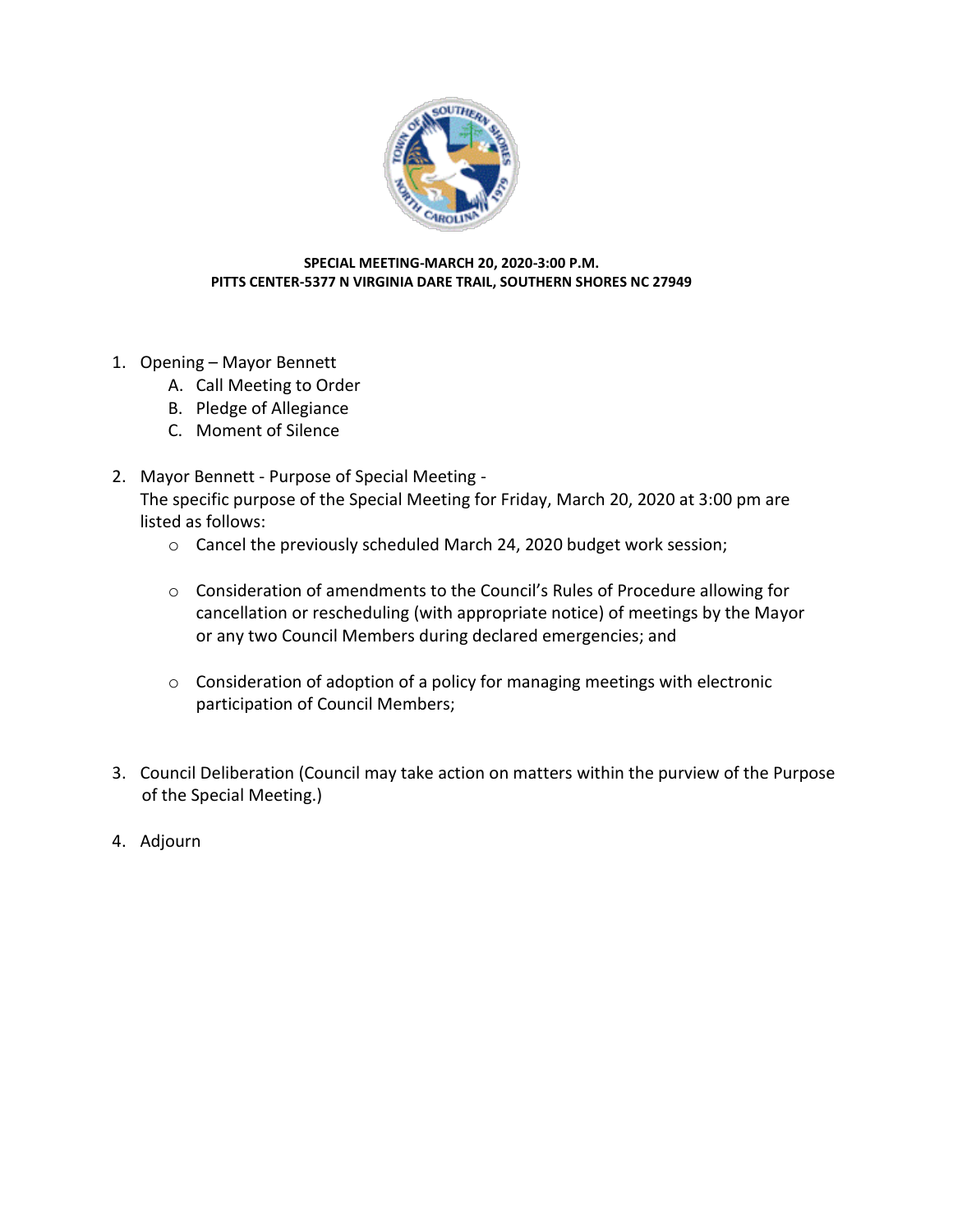**SPECIAL MEETING-MARCH 20, 2020-3:00 P.M.**
**PITTS CENTER-5377 N VIRGINIA DARE TRAIL, SOUTHERN SHORES NC 27949**

1. Opening – Mayor Bennett
   A. Call Meeting to Order
   B. Pledge of Allegiance
   C. Moment of Silence

2. Mayor Bennett - Purpose of Special Meeting -
   The specific purpose of the Special Meeting for Friday, March 20, 2020 at 3:00 pm are listed as follows:
   - Cancel the previously scheduled March 24, 2020 budget work session;
   - Consideration of amendments to the Council's Rules of Procedure allowing for cancellation or rescheduling (with appropriate notice) of meetings by the Mayor or any two Council Members during declared emergencies; and
   - Consideration of adoption of a policy for managing meetings with electronic participation of Council Members;

3. Council Deliberation (Council may take action on matters within the purview of the Purpose of the Special Meeting.)

4. Adjourn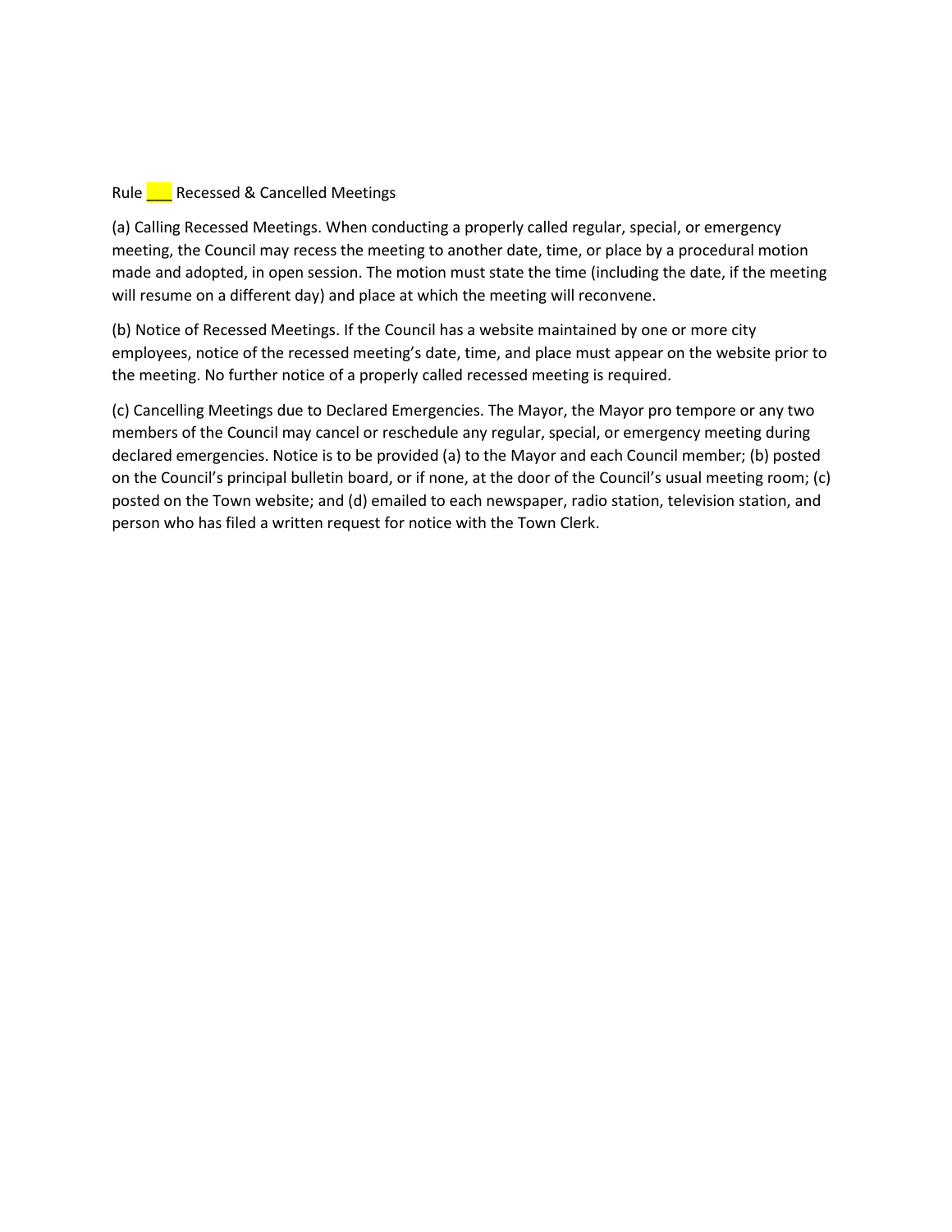Rule ___ Recessed & Cancelled Meetings

(a) Calling Recessed Meetings. When conducting a properly called regular, special, or emergency meeting, the Council may recess the meeting to another date, time, or place by a procedural motion made and adopted, in open session. The motion must state the time (including the date, if the meeting will resume on a different day) and place at which the meeting will reconvene.

(b) Notice of Recessed Meetings. If the Council has a website maintained by one or more city employees, notice of the recessed meeting's date, time, and place must appear on the website prior to the meeting. No further notice of a properly called recessed meeting is required.

(c) Cancelling Meetings due to Declared Emergencies. The Mayor, the Mayor pro tempore or any two members of the Council may cancel or reschedule any regular, special, or emergency meeting during declared emergencies. Notice is to be provided (a) to the Mayor and each Council member; (b) posted on the Council's principal bulletin board, or if none, at the door of the Council's usual meeting room; (c) posted on the Town website; and (d) emailed to each newspaper, radio station, television station, and person who has filed a written request for notice with the Town Clerk.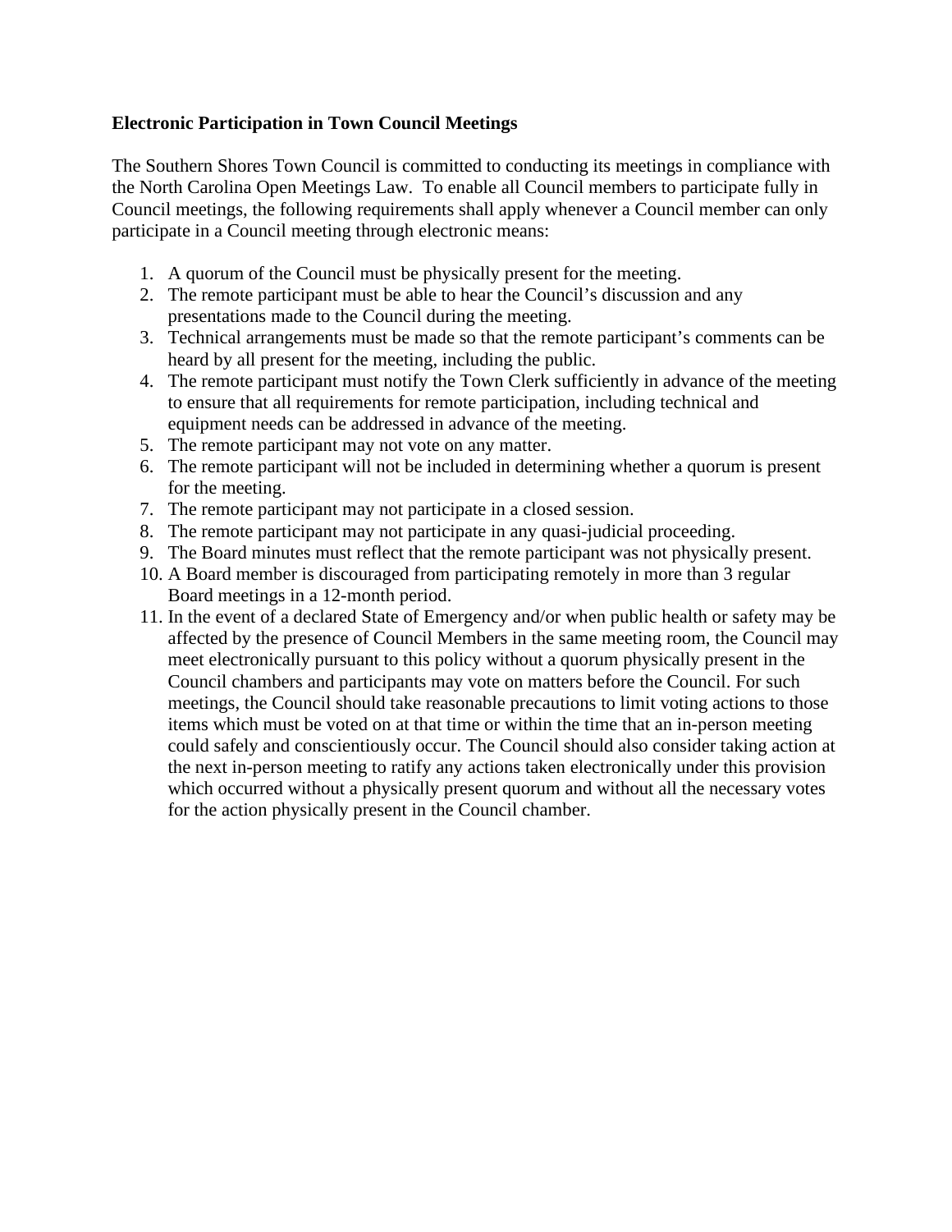**Electronic Participation in Town Council Meetings**

The Southern Shores Town Council is committed to conducting its meetings in compliance with the North Carolina Open Meetings Law. To enable all Council members to participate fully in Council meetings, the following requirements shall apply whenever a Council member can only participate in a Council meeting through electronic means:

1. A quorum of the Council must be physically present for the meeting.
2. The remote participant must be able to hear the Council's discussion and any presentations made to the Council during the meeting.
3. Technical arrangements must be made so that the remote participant's comments can be heard by all present for the meeting, including the public.
4. The remote participant must notify the Town Clerk sufficiently in advance of the meeting to ensure that all requirements for remote participation, including technical and equipment needs can be addressed in advance of the meeting.
5. The remote participant may not vote on any matter.
6. The remote participant will not be included in determining whether a quorum is present for the meeting.
7. The remote participant may not participate in a closed session.
8. The remote participant may not participate in any quasi-judicial proceeding.
9. The Board minutes must reflect that the remote participant was not physically present.
10. A Board member is discouraged from participating remotely in more than 3 regular Board meetings in a 12-month period.
11. In the event of a declared State of Emergency and/or when public health or safety may be affected by the presence of Council Members in the same meeting room, the Council may meet electronically pursuant to this policy without a quorum physically present in the Council chambers and participants may vote on matters before the Council. For such meetings, the Council should take reasonable precautions to limit voting actions to those items which must be voted on at that time or within the time that an in-person meeting could safely and conscientiously occur. The Council should also consider taking action at the next in-person meeting to ratify any actions taken electronically under this provision which occurred without a physically present quorum and without all the necessary votes for the action physically present in the Council chamber.